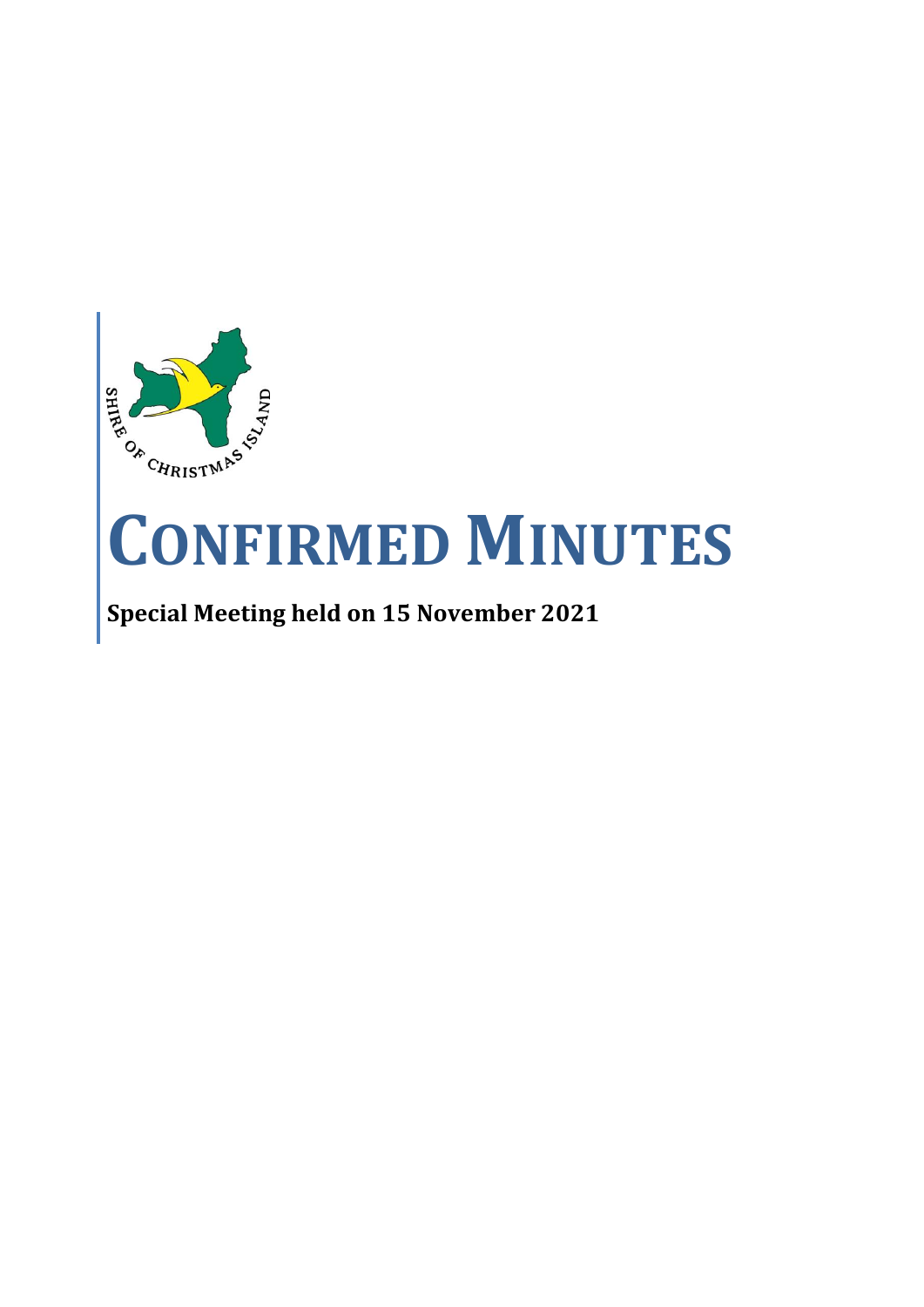# CONFIRMED MINUTES

**Special Meeting held on 15 November 2021**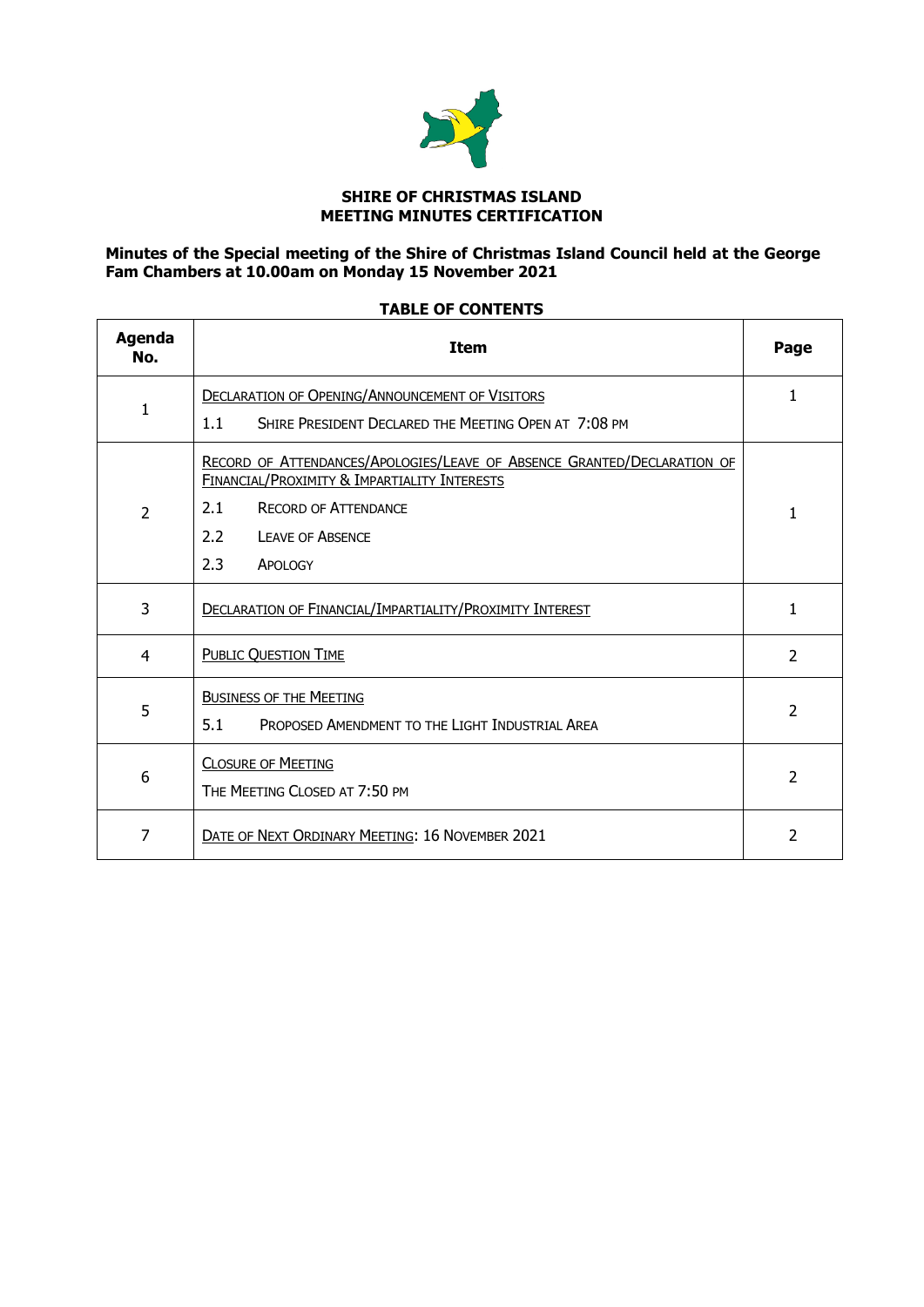**SHIRE OF CHRISTMAS ISLAND**
**MEETING MINUTES CERTIFICATION**

**Minutes of the Special meeting of the Shire of Christmas Island Council held at the George Fam Chambers at 10.00am on Monday 15 November 2021**

**TABLE OF CONTENTS**

| Agenda No. | Item | Page |
|---|---|---|
| 1 | DECLARATION OF OPENING/ANNOUNCEMENT OF VISITORS<br>1.1 SHIRE PRESIDENT DECLARED THE MEETING OPEN AT 7:08 PM | 1 |
| 2 | RECORD OF ATTENDANCES/APOLOGIES/LEAVE OF ABSENCE GRANTED/DECLARATION OF FINANCIAL/PROXIMITY & IMPARTIALITY INTERESTS<br>2.1 RECORD OF ATTENDANCE<br>2.2 LEAVE OF ABSENCE<br>2.3 APOLOGY | 1 |
| 3 | DECLARATION OF FINANCIAL/IMPARTIALITY/PROXIMITY INTEREST | 1 |
| 4 | PUBLIC QUESTION TIME | 2 |
| 5 | BUSINESS OF THE MEETING<br>5.1 PROPOSED AMENDMENT TO THE LIGHT INDUSTRIAL AREA | 2 |
| 6 | CLOSURE OF MEETING<br>THE MEETING CLOSED AT 7:50 PM | 2 |
| 7 | DATE OF NEXT ORDINARY MEETING: 16 NOVEMBER 2021 | 2 |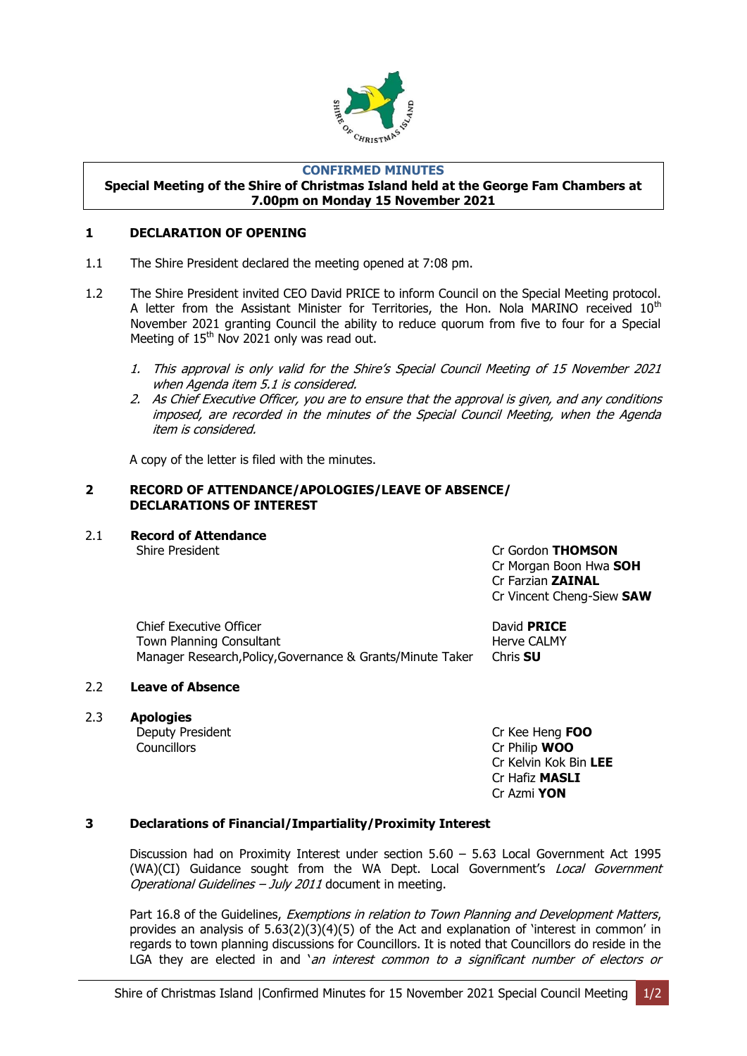**CONFIRMED MINUTES**

**Special Meeting of the Shire of Christmas Island held at the George Fam Chambers at 7.00pm on Monday 15 November 2021**

## 1 DECLARATION OF OPENING

1.1 The Shire President declared the meeting opened at 7:08 pm.

1.2 The Shire President invited CEO David PRICE to inform Council on the Special Meeting protocol. A letter from the Assistant Minister for Territories, the Hon. Nola MARINO received 10th November 2021 granting Council the ability to reduce quorum from five to four for a Special Meeting of 15th Nov 2021 only was read out.

1. *This approval is only valid for the Shire's Special Council Meeting of 15 November 2021 when Agenda item 5.1 is considered.*
2. *As Chief Executive Officer, you are to ensure that the approval is given, and any conditions imposed, are recorded in the minutes of the Special Council Meeting, when the Agenda item is considered.*

A copy of the letter is filed with the minutes.

## 2 RECORD OF ATTENDANCE/APOLOGIES/LEAVE OF ABSENCE/ DECLARATIONS OF INTEREST

### 2.1 Record of Attendance

| | |
|---|---|
| Shire President | Cr Gordon **THOMSON** |
| | Cr Morgan Boon Hwa **SOH** |
| | Cr Farzian **ZAINAL** |
| | Cr Vincent Cheng-Siew **SAW** |
| Chief Executive Officer | David **PRICE** |
| Town Planning Consultant | Herve CALMY |
| Manager Research,Policy,Governance & Grants/Minute Taker | Chris **SU** |

### 2.2 Leave of Absence

### 2.3 Apologies

| | |
|---|---|
| Deputy President | Cr Kee Heng **FOO** |
| Councillors | Cr Philip **WOO** |
| | Cr Kelvin Kok Bin **LEE** |
| | Cr Hafiz **MASLI** |
| | Cr Azmi **YON** |

## 3 Declarations of Financial/Impartiality/Proximity Interest

Discussion had on Proximity Interest under section 5.60 – 5.63 Local Government Act 1995 (WA)(CI) Guidance sought from the WA Dept. Local Government's *Local Government Operational Guidelines – July 2011* document in meeting.

Part 16.8 of the Guidelines, *Exemptions in relation to Town Planning and Development Matters*, provides an analysis of 5.63(2)(3)(4)(5) of the Act and explanation of 'interest in common' in regards to town planning discussions for Councillors. It is noted that Councillors do reside in the LGA they are elected in and '*an interest common to a significant number of electors or*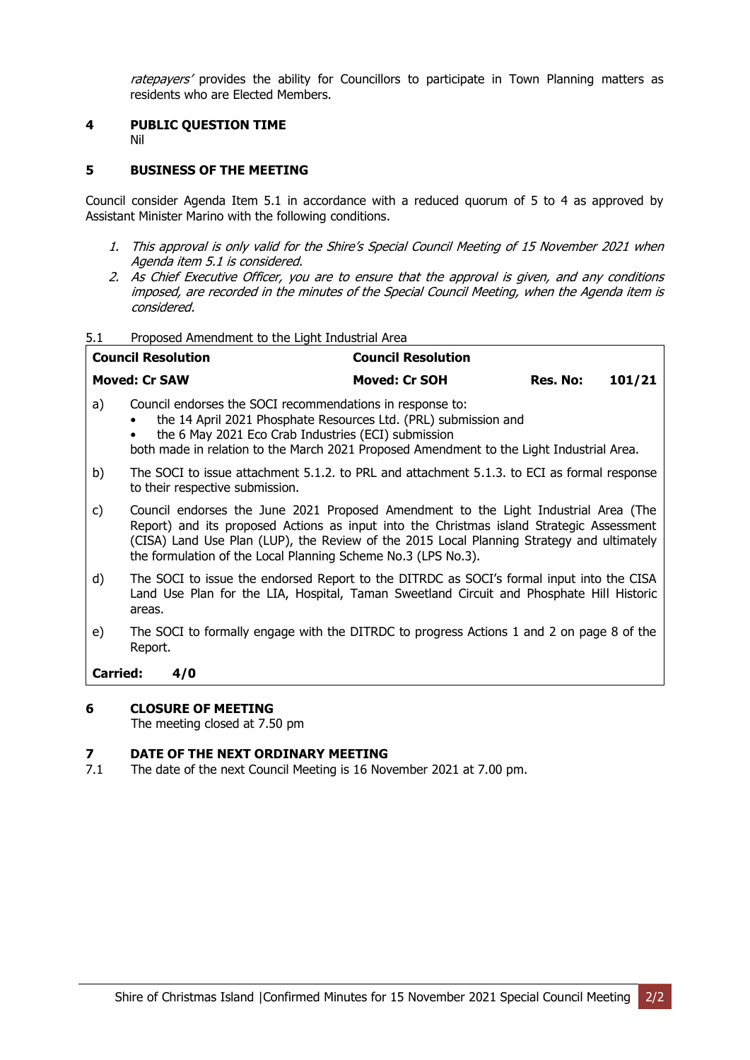*ratepayers'* provides the ability for Councillors to participate in Town Planning matters as residents who are Elected Members.

## 4 PUBLIC QUESTION TIME

Nil

## 5 BUSINESS OF THE MEETING

Council consider Agenda Item 5.1 in accordance with a reduced quorum of 5 to 4 as approved by Assistant Minister Marino with the following conditions.

1. *This approval is only valid for the Shire's Special Council Meeting of 15 November 2021 when Agenda item 5.1 is considered.*
2. *As Chief Executive Officer, you are to ensure that the approval is given, and any conditions imposed, are recorded in the minutes of the Special Council Meeting, when the Agenda item is considered.*

5.1 Proposed Amendment to the Light Industrial Area

| **Council Resolution** | **Council Resolution** | | |
|---|---|---|---|
| **Moved: Cr SAW** | **Moved: Cr SOH** | **Res. No:** | **101/21** |

a) Council endorses the SOCI recommendations in response to:
- the 14 April 2021 Phosphate Resources Ltd. (PRL) submission and
- the 6 May 2021 Eco Crab Industries (ECI) submission

both made in relation to the March 2021 Proposed Amendment to the Light Industrial Area.

b) The SOCI to issue attachment 5.1.2. to PRL and attachment 5.1.3. to ECI as formal response to their respective submission.

c) Council endorses the June 2021 Proposed Amendment to the Light Industrial Area (The Report) and its proposed Actions as input into the Christmas island Strategic Assessment (CISA) Land Use Plan (LUP), the Review of the 2015 Local Planning Strategy and ultimately the formulation of the Local Planning Scheme No.3 (LPS No.3).

d) The SOCI to issue the endorsed Report to the DITRDC as SOCI's formal input into the CISA Land Use Plan for the LIA, Hospital, Taman Sweetland Circuit and Phosphate Hill Historic areas.

e) The SOCI to formally engage with the DITRDC to progress Actions 1 and 2 on page 8 of the Report.

**Carried: 4/0**

## 6 CLOSURE OF MEETING

The meeting closed at 7.50 pm

## 7 DATE OF THE NEXT ORDINARY MEETING

7.1 The date of the next Council Meeting is 16 November 2021 at 7.00 pm.